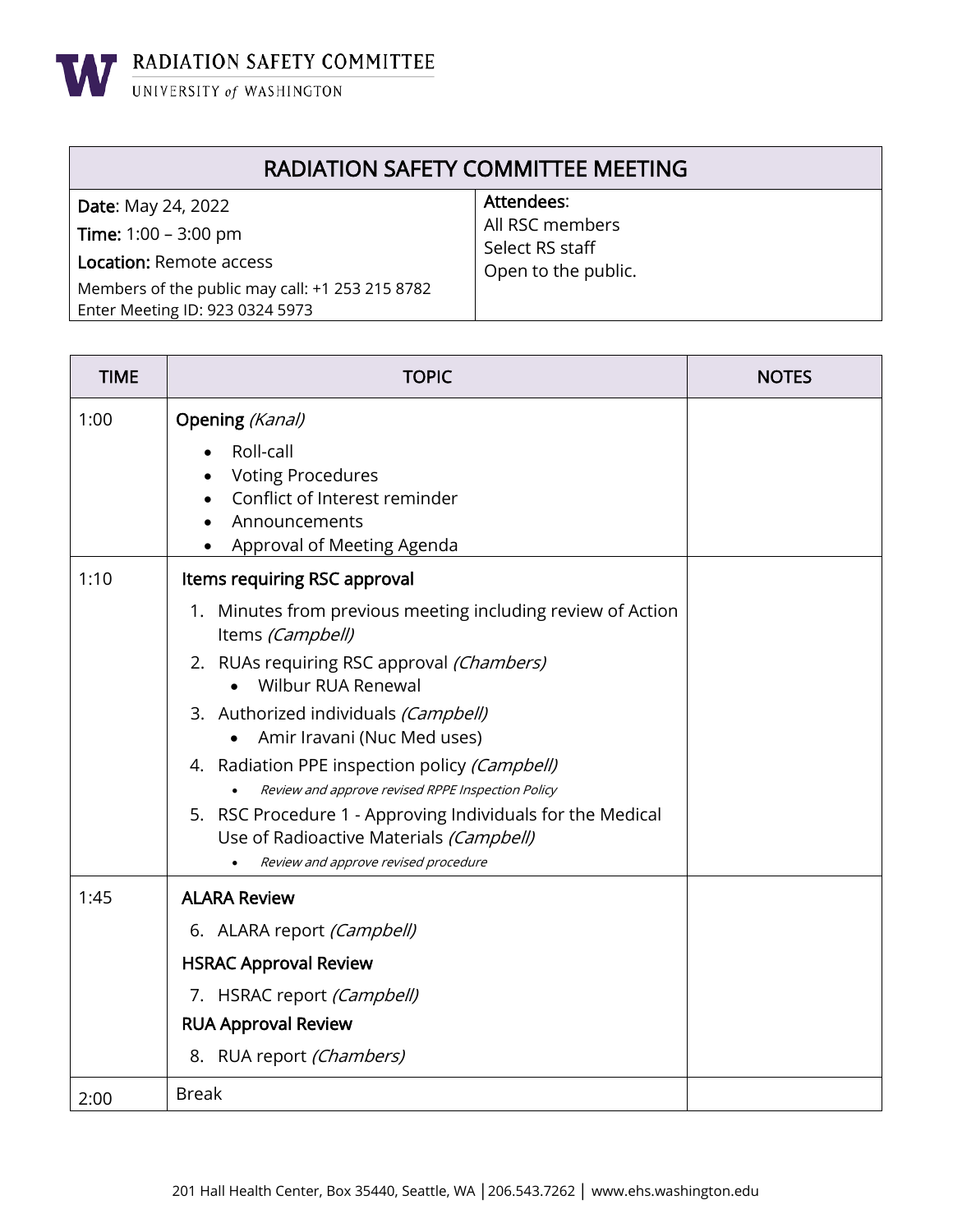RADIATION SAFETY COMMITTEE
UNIVERSITY *of* WASHINGTON

# RADIATION SAFETY COMMITTEE MEETING

| | |
|---|---|
| **Date**: May 24, 2022<br>**Time:** 1:00 – 3:00 pm<br>**Location:** Remote access<br>Members of the public may call: +1 253 215 8782<br>Enter Meeting ID: 923 0324 5973 | **Attendees**:<br>All RSC members<br>Select RS staff<br>Open to the public. |

| TIME | TOPIC | NOTES |
|---|---|---|
| 1:00 | **Opening** *(Kanal)*<br>• Roll-call<br>• Voting Procedures<br>• Conflict of Interest reminder<br>• Announcements<br>• Approval of Meeting Agenda | |
| 1:10 | **Items requiring RSC approval**<br>1. Minutes from previous meeting including review of Action Items *(Campbell)*<br>2. RUAs requiring RSC approval *(Chambers)*<br>  • Wilbur RUA Renewal<br>3. Authorized individuals *(Campbell)*<br>  • Amir Iravani (Nuc Med uses)<br>4. Radiation PPE inspection policy *(Campbell)*<br>  • *Review and approve revised RPPE Inspection Policy*<br>5. RSC Procedure 1 - Approving Individuals for the Medical Use of Radioactive Materials *(Campbell)*<br>  • *Review and approve revised procedure* | |
| 1:45 | **ALARA Review**<br>6. ALARA report *(Campbell)*<br>**HSRAC Approval Review**<br>7. HSRAC report *(Campbell)*<br>**RUA Approval Review**<br>8. RUA report *(Chambers)* | |
| 2:00 | Break | |

201 Hall Health Center, Box 35440, Seattle, WA │206.543.7262 │ www.ehs.washington.edu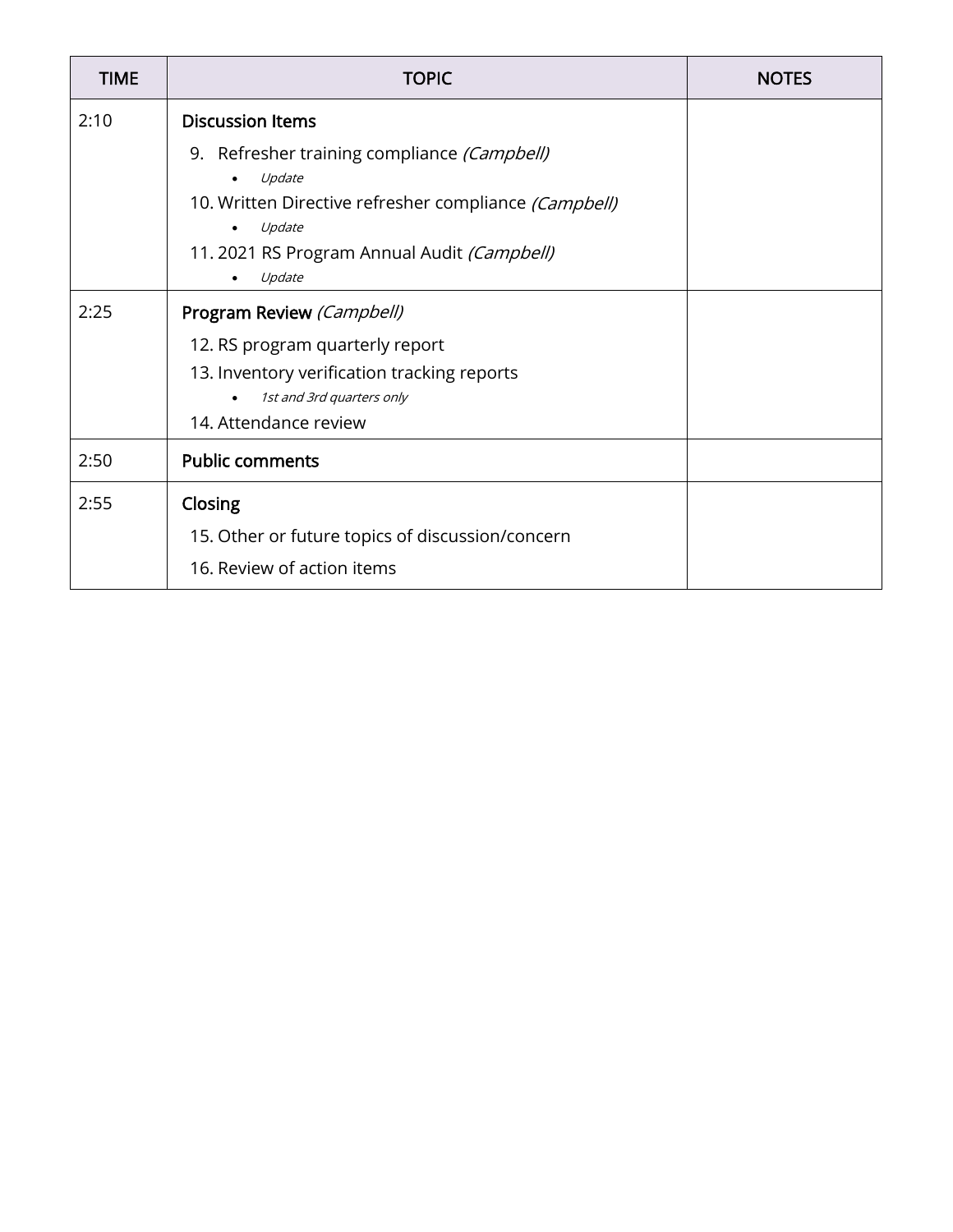| TIME | TOPIC | NOTES |
|---|---|---|
| 2:10 | **Discussion Items**<br>9. Refresher training compliance *(Campbell)*<br>• *Update*<br>10. Written Directive refresher compliance *(Campbell)*<br>• *Update*<br>11. 2021 RS Program Annual Audit *(Campbell)*<br>• *Update* | |
| 2:25 | **Program Review** *(Campbell)*<br>12. RS program quarterly report<br>13. Inventory verification tracking reports<br>• *1st and 3rd quarters only*<br>14. Attendance review | |
| 2:50 | **Public comments** | |
| 2:55 | **Closing**<br>15. Other or future topics of discussion/concern<br>16. Review of action items | |